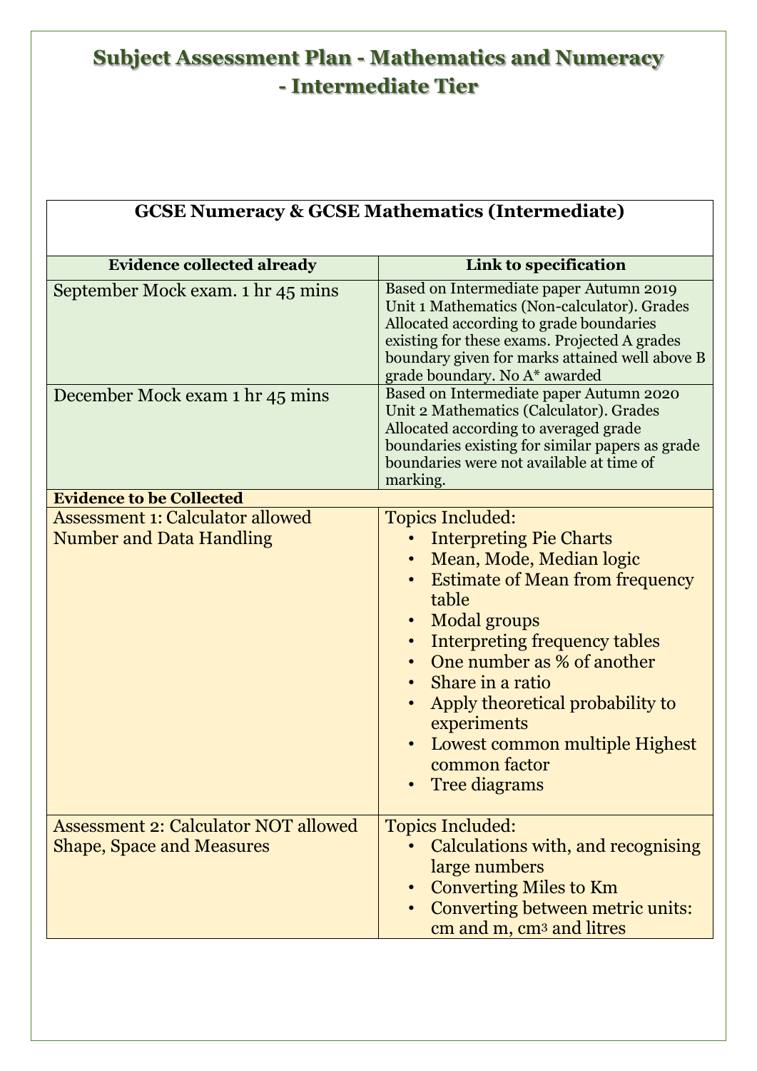# Subject Assessment Plan - Mathematics and Numeracy - Intermediate Tier

| GCSE Numeracy & GCSE Mathematics (Intermediate) | |
|---|---|
| **Evidence collected already** | **Link to specification** |
| September Mock exam. 1 hr 45 mins | Based on Intermediate paper Autumn 2019 Unit 1 Mathematics (Non-calculator). Grades Allocated according to grade boundaries existing for these exams. Projected A grades boundary given for marks attained well above B grade boundary. No A* awarded |
| December Mock exam 1 hr 45 mins | Based on Intermediate paper Autumn 2020 Unit 2 Mathematics (Calculator). Grades Allocated according to averaged grade boundaries existing for similar papers as grade boundaries were not available at time of marking. |
| **Evidence to be Collected** | |
| Assessment 1: Calculator allowed Number and Data Handling | Topics Included:<br>• Interpreting Pie Charts<br>• Mean, Mode, Median logic<br>• Estimate of Mean from frequency table<br>• Modal groups<br>• Interpreting frequency tables<br>• One number as % of another<br>• Share in a ratio<br>• Apply theoretical probability to experiments<br>• Lowest common multiple Highest common factor<br>• Tree diagrams |
| Assessment 2: Calculator NOT allowed Shape, Space and Measures | Topics Included:<br>• Calculations with, and recognising large numbers<br>• Converting Miles to Km<br>• Converting between metric units: cm and m, $cm^3$ and litres |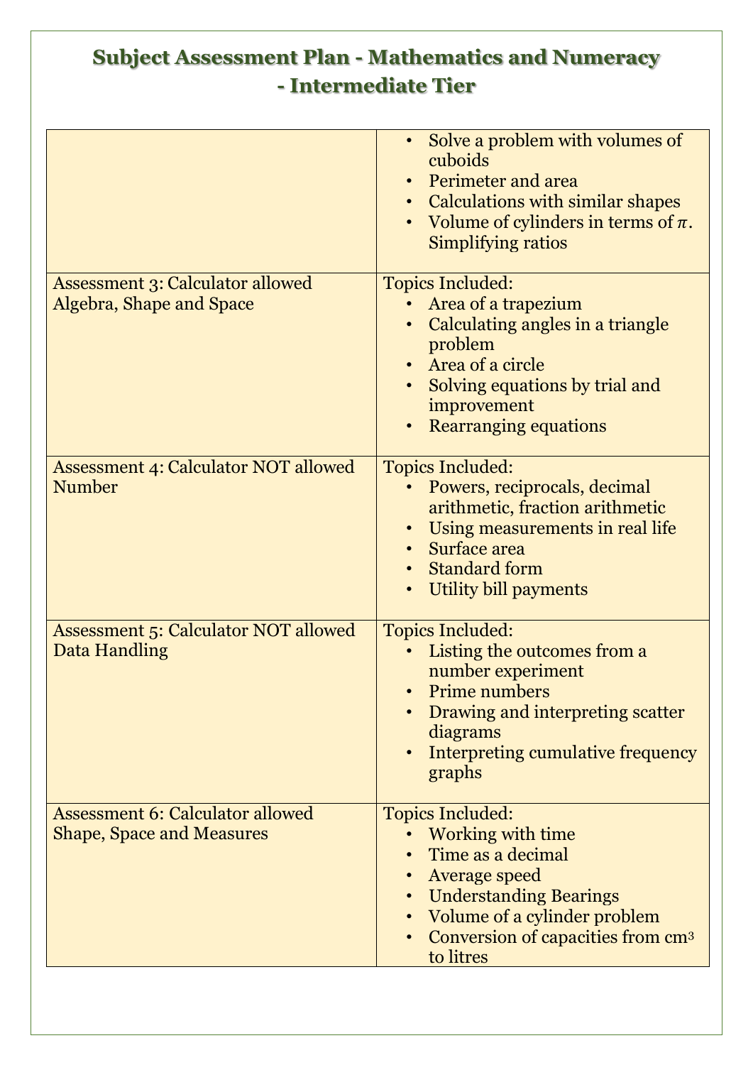# Subject Assessment Plan - Mathematics and Numeracy - Intermediate Tier

| | |
|---|---|
| | • Solve a problem with volumes of cuboids<br>• Perimeter and area<br>• Calculations with similar shapes<br>• Volume of cylinders in terms of $\pi$. Simplifying ratios |
| Assessment 3: Calculator allowed<br>Algebra, Shape and Space | Topics Included:<br>• Area of a trapezium<br>• Calculating angles in a triangle problem<br>• Area of a circle<br>• Solving equations by trial and improvement<br>• Rearranging equations |
| Assessment 4: Calculator NOT allowed<br>Number | Topics Included:<br>• Powers, reciprocals, decimal arithmetic, fraction arithmetic<br>• Using measurements in real life<br>• Surface area<br>• Standard form<br>• Utility bill payments |
| Assessment 5: Calculator NOT allowed<br>Data Handling | Topics Included:<br>• Listing the outcomes from a number experiment<br>• Prime numbers<br>• Drawing and interpreting scatter diagrams<br>• Interpreting cumulative frequency graphs |
| Assessment 6: Calculator allowed<br>Shape, Space and Measures | Topics Included:<br>• Working with time<br>• Time as a decimal<br>• Average speed<br>• Understanding Bearings<br>• Volume of a cylinder problem<br>• Conversion of capacities from $cm^3$ to litres |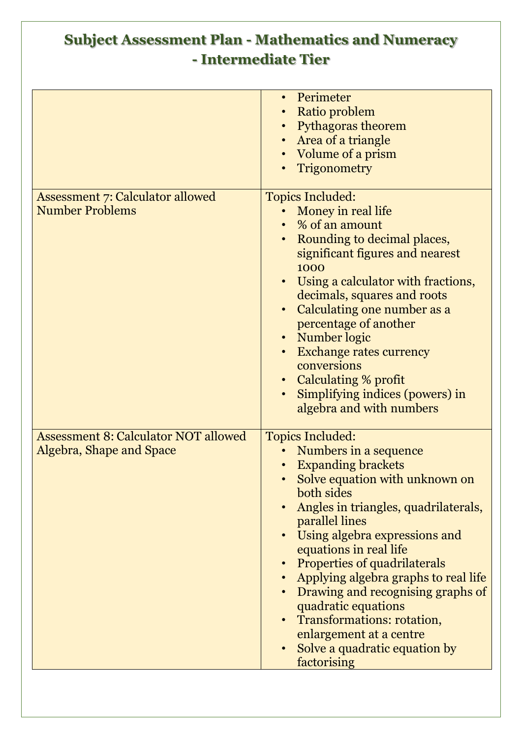# Subject Assessment Plan - Mathematics and Numeracy - Intermediate Tier

| | |
|---|---|
| | • Perimeter<br>• Ratio problem<br>• Pythagoras theorem<br>• Area of a triangle<br>• Volume of a prism<br>• Trigonometry |
| Assessment 7: Calculator allowed Number Problems | Topics Included:<br>• Money in real life<br>• % of an amount<br>• Rounding to decimal places, significant figures and nearest 1000<br>• Using a calculator with fractions, decimals, squares and roots<br>• Calculating one number as a percentage of another<br>• Number logic<br>• Exchange rates currency conversions<br>• Calculating % profit<br>• Simplifying indices (powers) in algebra and with numbers |
| Assessment 8: Calculator NOT allowed Algebra, Shape and Space | Topics Included:<br>• Numbers in a sequence<br>• Expanding brackets<br>• Solve equation with unknown on both sides<br>• Angles in triangles, quadrilaterals, parallel lines<br>• Using algebra expressions and equations in real life<br>• Properties of quadrilaterals<br>• Applying algebra graphs to real life<br>• Drawing and recognising graphs of quadratic equations<br>• Transformations: rotation, enlargement at a centre<br>• Solve a quadratic equation by factorising |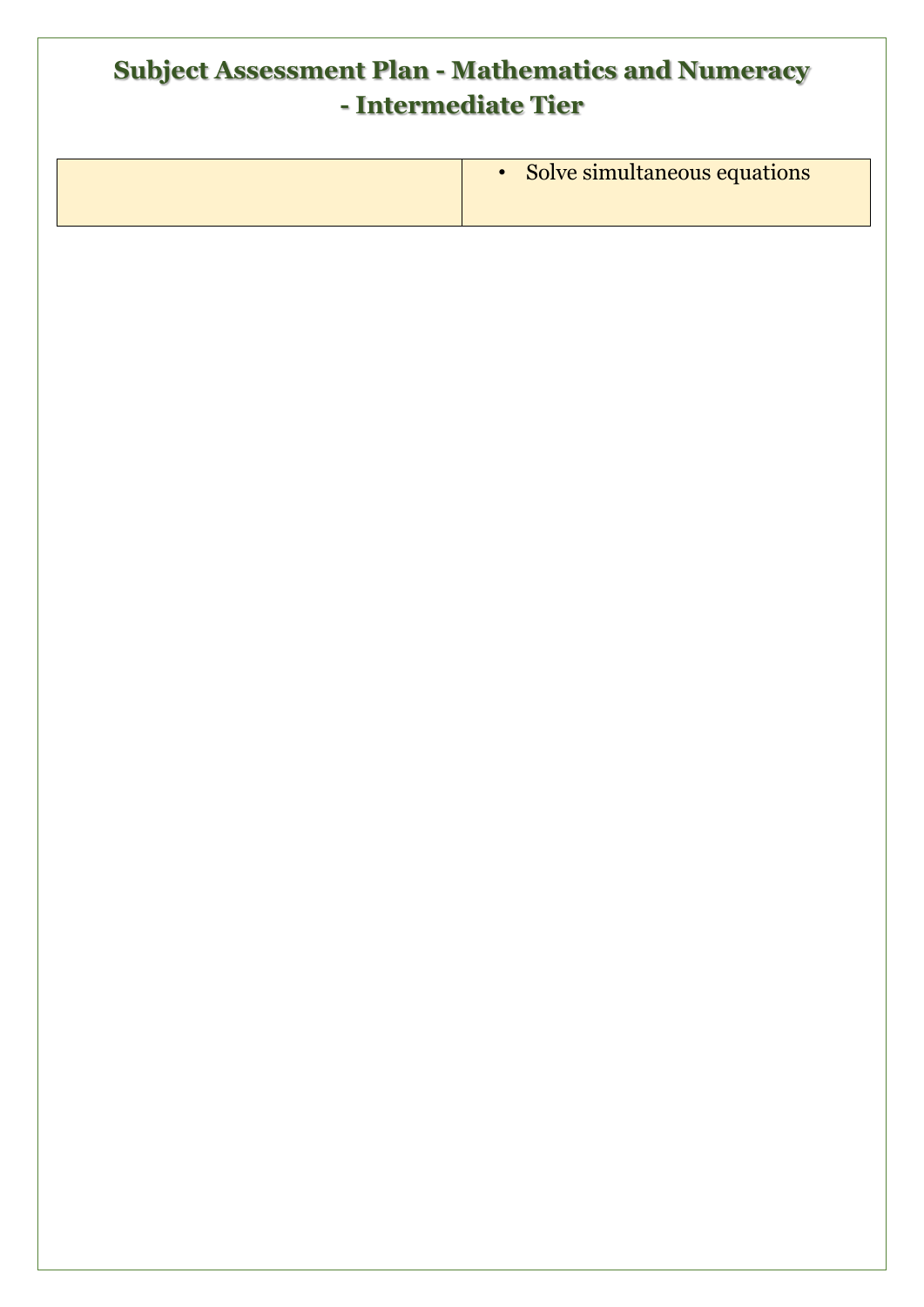# Subject Assessment Plan - Mathematics and Numeracy - Intermediate Tier

| | |
|---|---|
| | • Solve simultaneous equations |